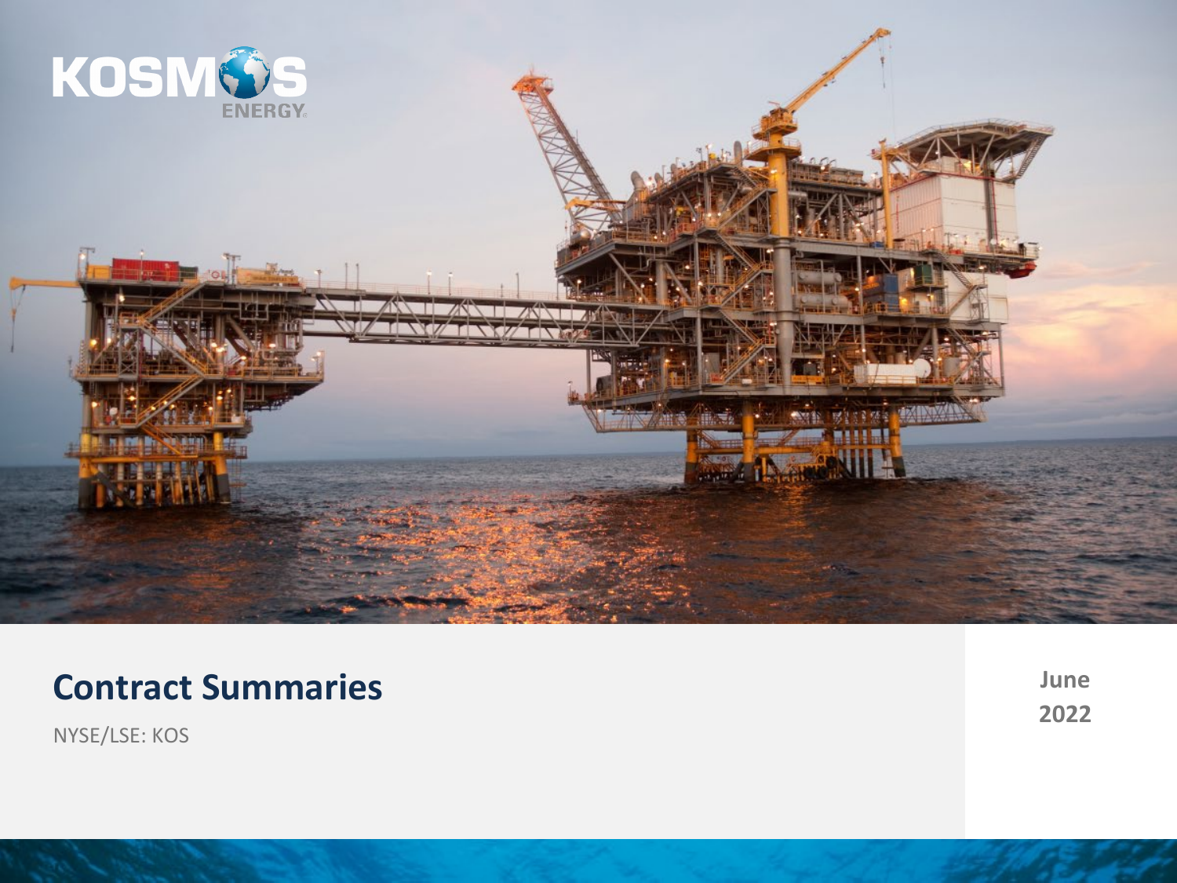KOSMOS ENERGY

# Contract Summaries

NYSE/LSE: KOS

June 2022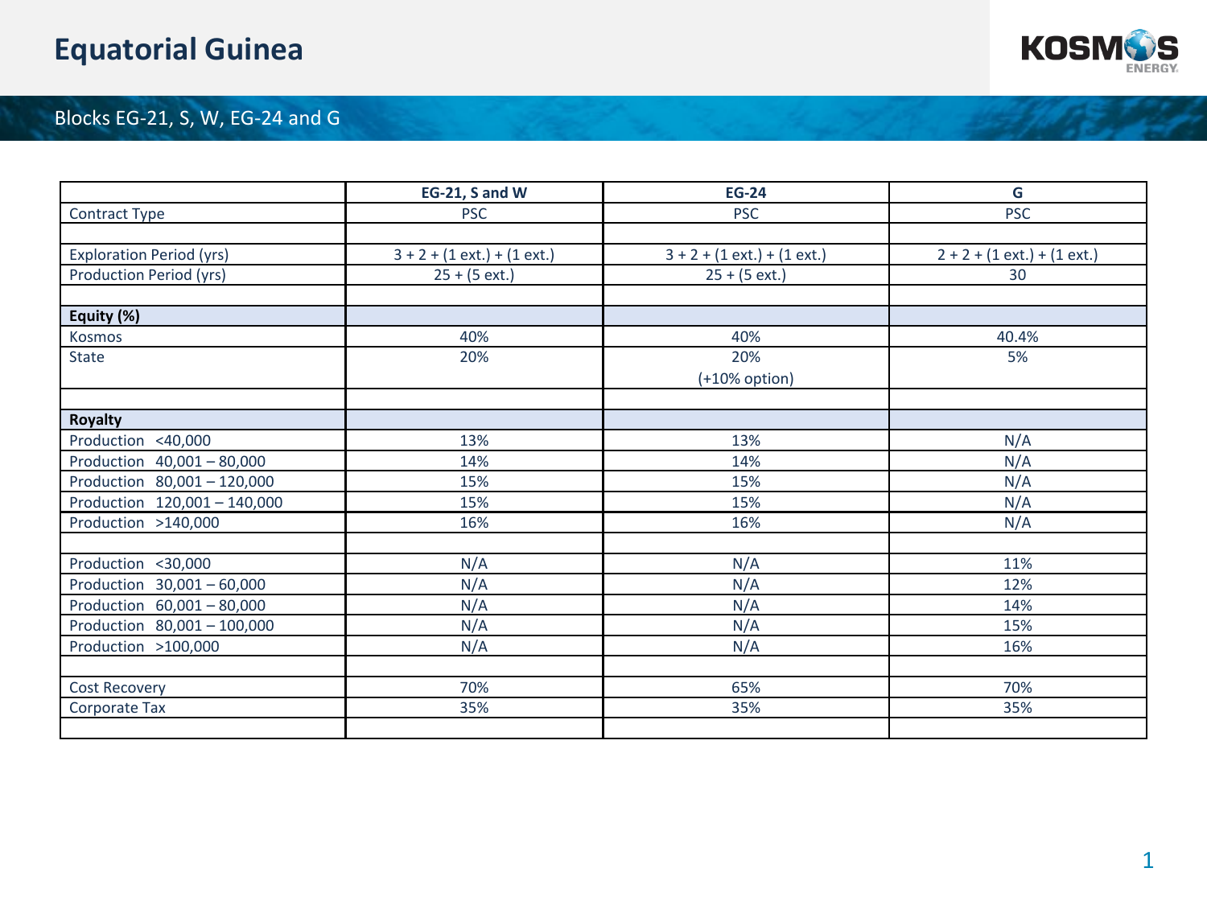# Equatorial Guinea

## Blocks EG-21, S, W, EG-24 and G

| | EG-21, S and W | EG-24 | G |
|---|---|---|---|
| Contract Type | PSC | PSC | PSC |
| | | | |
| Exploration Period (yrs) | 3 + 2 + (1 ext.) + (1 ext.) | 3 + 2 + (1 ext.) + (1 ext.) | 2 + 2 + (1 ext.) + (1 ext.) |
| Production Period (yrs) | 25 + (5 ext.) | 25 + (5 ext.) | 30 |
| | | | |
| **Equity (%)** | | | |
| Kosmos | 40% | 40% | 40.4% |
| State | 20% | 20% (+10% option) | 5% |
| | | | |
| **Royalty** | | | |
| Production <40,000 | 13% | 13% | N/A |
| Production 40,001 – 80,000 | 14% | 14% | N/A |
| Production 80,001 – 120,000 | 15% | 15% | N/A |
| Production 120,001 – 140,000 | 15% | 15% | N/A |
| Production >140,000 | 16% | 16% | N/A |
| | | | |
| Production <30,000 | N/A | N/A | 11% |
| Production 30,001 – 60,000 | N/A | N/A | 12% |
| Production 60,001 – 80,000 | N/A | N/A | 14% |
| Production 80,001 – 100,000 | N/A | N/A | 15% |
| Production >100,000 | N/A | N/A | 16% |
| | | | |
| Cost Recovery | 70% | 65% | 70% |
| Corporate Tax | 35% | 35% | 35% |
| | | | |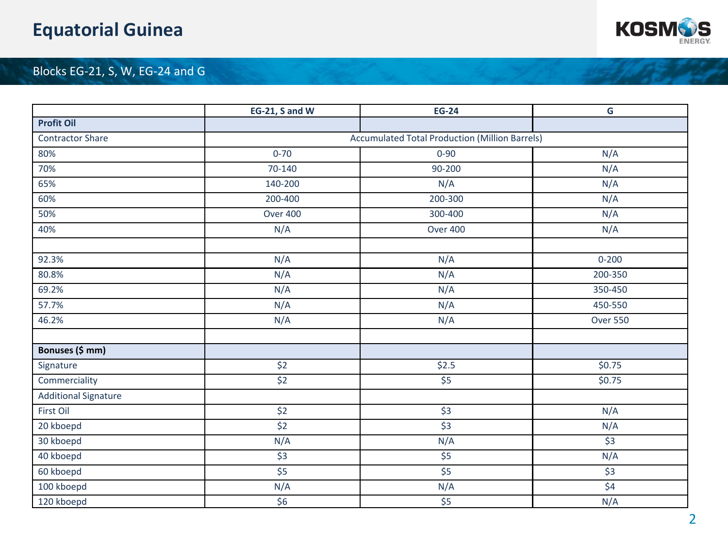# Equatorial Guinea

## Blocks EG-21, S, W, EG-24 and G

| | EG-21, S and W | EG-24 | G |
|---|---|---|---|
| **Profit Oil** | | | |
| Contractor Share | Accumulated Total Production (Million Barrels) | | |
| 80% | 0-70 | 0-90 | N/A |
| 70% | 70-140 | 90-200 | N/A |
| 65% | 140-200 | N/A | N/A |
| 60% | 200-400 | 200-300 | N/A |
| 50% | Over 400 | 300-400 | N/A |
| 40% | N/A | Over 400 | N/A |
| | | | |
| 92.3% | N/A | N/A | 0-200 |
| 80.8% | N/A | N/A | 200-350 |
| 69.2% | N/A | N/A | 350-450 |
| 57.7% | N/A | N/A | 450-550 |
| 46.2% | N/A | N/A | Over 550 |
| | | | |
| **Bonuses ($ mm)** | | | |
| Signature | $2 | $2.5 | $0.75 |
| Commerciality | $2 | $5 | $0.75 |
| Additional Signature | | | |
| First Oil | $2 | $3 | N/A |
| 20 kboepd | $2 | $3 | N/A |
| 30 kboepd | N/A | N/A | $3 |
| 40 kboepd | $3 | $5 | N/A |
| 60 kboepd | $5 | $5 | $3 |
| 100 kboepd | N/A | N/A | $4 |
| 120 kboepd | $6 | $5 | N/A |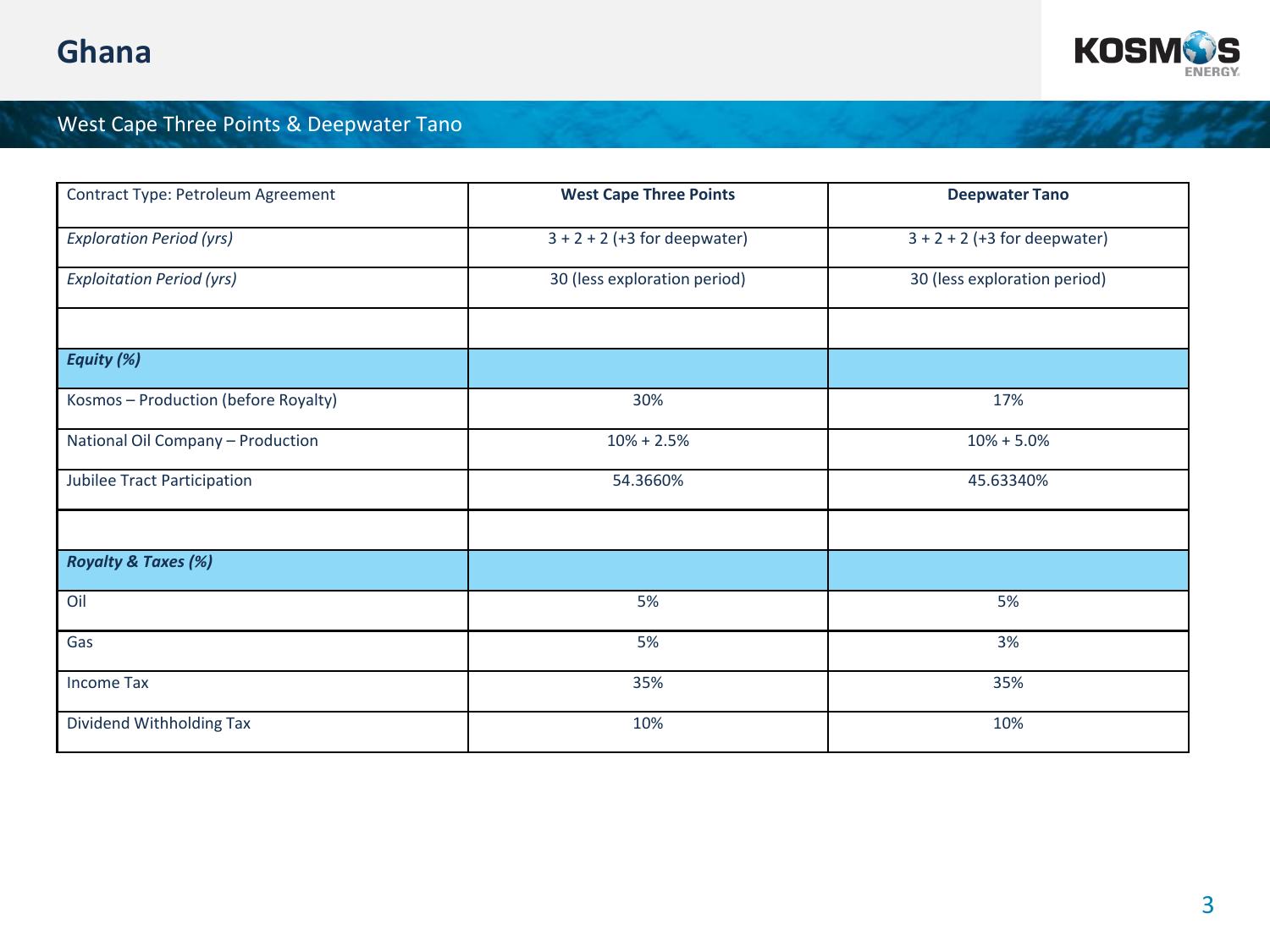# Ghana

## West Cape Three Points & Deepwater Tano

| Contract Type: Petroleum Agreement | **West Cape Three Points** | **Deepwater Tano** |
|---|---|---|
| *Exploration Period (yrs)* | 3 + 2 + 2 (+3 for deepwater) | 3 + 2 + 2 (+3 for deepwater) |
| *Exploitation Period (yrs)* | 30 (less exploration period) | 30 (less exploration period) |
| | | |
| ***Equity (%)*** | | |
| Kosmos – Production (before Royalty) | 30% | 17% |
| National Oil Company – Production | 10% + 2.5% | 10% + 5.0% |
| Jubilee Tract Participation | 54.3660% | 45.63340% |
| | | |
| ***Royalty & Taxes (%)*** | | |
| Oil | 5% | 5% |
| Gas | 5% | 3% |
| Income Tax | 35% | 35% |
| Dividend Withholding Tax | 10% | 10% |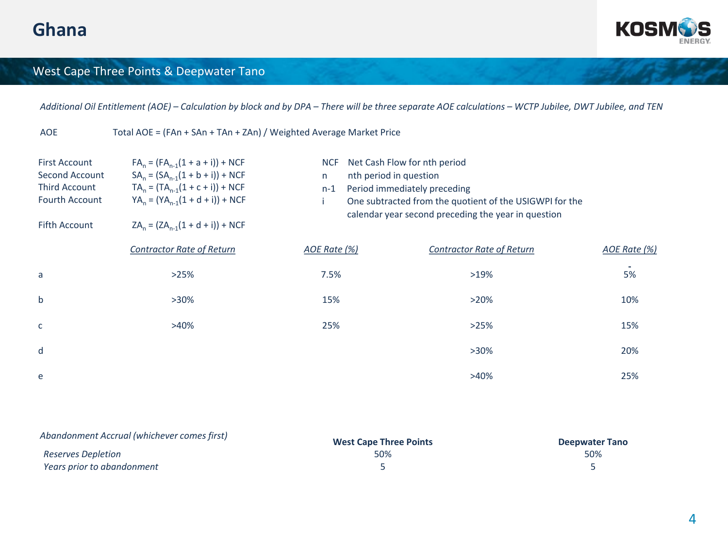# Ghana

## West Cape Three Points & Deepwater Tano

*Additional Oil Entitlement (AOE) – Calculation by block and by DPA – There will be three separate AOE calculations – WCTP Jubilee, DWT Jubilee, and TEN*

AOE: Total AOE = (FAn + SAn + TAn + ZAn) / Weighted Average Market Price

| | |
|---|---|
| First Account | $FA_n = (FA_{n-1}(1 + a + i)) + NCF$ |
| Second Account | $SA_n = (SA_{n-1}(1 + b + i)) + NCF$ |
| Third Account | $TA_n = (TA_{n-1}(1 + c + i)) + NCF$ |
| Fourth Account | $YA_n = (YA_{n-1}(1 + d + i)) + NCF$ |
| Fifth Account | $ZA_n = (ZA_{n-1}(1 + d + i)) + NCF$ |

| | |
|---|---|
| NCF | Net Cash Flow for nth period |
| n | nth period in question |
| n-1 | Period immediately preceding |
| i | One subtracted from the quotient of the USIGWPI for the calendar year second preceding the year in question |

| | *Contractor Rate of Return* | *AOE Rate (%)* | *Contractor Rate of Return* | *AOE Rate (%)* |
|---|---|---|---|---|
| a | >25% | 7.5% | >19% | 5% |
| b | >30% | 15% | >20% | 10% |
| c | >40% | 25% | >25% | 15% |
| d | | | >30% | 20% |
| e | | | >40% | 25% |

| *Abandonment Accrual (whichever comes first)* | **West Cape Three Points** | **Deepwater Tano** |
|---|---|---|
| *Reserves Depletion* | 50% | 50% |
| *Years prior to abandonment* | 5 | 5 |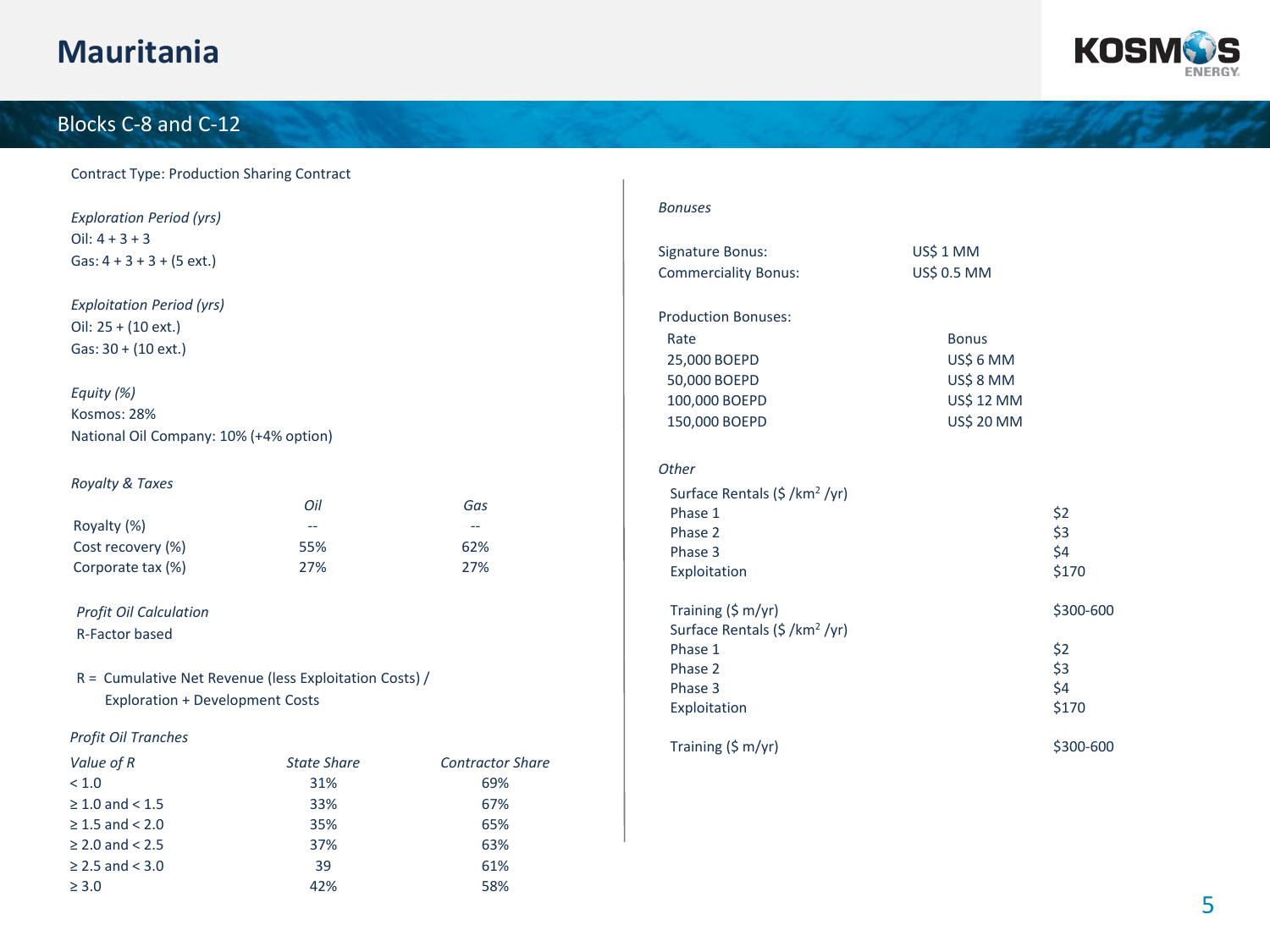# Mauritania

## Blocks C-8 and C-12

Contract Type: Production Sharing Contract

*Exploration Period (yrs)*
Oil: 4 + 3 + 3
Gas: 4 + 3 + 3 + (5 ext.)

*Exploitation Period (yrs)*
Oil: 25 + (10 ext.)
Gas: 30 + (10 ext.)

*Equity (%)*
Kosmos: 28%
National Oil Company: 10% (+4% option)

*Royalty & Taxes*

| | *Oil* | *Gas* |
|---|---|---|
| Royalty (%) | -- | -- |
| Cost recovery (%) | 55% | 62% |
| Corporate tax (%) | 27% | 27% |

*Profit Oil Calculation*
R-Factor based

R = Cumulative Net Revenue (less Exploitation Costs) / Exploration + Development Costs

*Profit Oil Tranches*

| *Value of R* | *State Share* | *Contractor Share* |
|---|---|---|
| < 1.0 | 31% | 69% |
| ≥ 1.0 and < 1.5 | 33% | 67% |
| ≥ 1.5 and < 2.0 | 35% | 65% |
| ≥ 2.0 and < 2.5 | 37% | 63% |
| ≥ 2.5 and < 3.0 | 39 | 61% |
| ≥ 3.0 | 42% | 58% |

*Bonuses*

| | |
|---|---|
| Signature Bonus: | US$ 1 MM |
| Commerciality Bonus: | US$ 0.5 MM |

Production Bonuses:

| Rate | Bonus |
|---|---|
| 25,000 BOEPD | US$ 6 MM |
| 50,000 BOEPD | US$ 8 MM |
| 100,000 BOEPD | US$ 12 MM |
| 150,000 BOEPD | US$ 20 MM |

*Other*

| | |
|---|---|
| Surface Rentals ($ /km² /yr) | |
| Phase 1 | $2 |
| Phase 2 | $3 |
| Phase 3 | $4 |
| Exploitation | $170 |
| Training ($ m/yr) | $300-600 |
| Surface Rentals ($ /km² /yr) | |
| Phase 1 | $2 |
| Phase 2 | $3 |
| Phase 3 | $4 |
| Exploitation | $170 |
| Training ($ m/yr) | $300-600 |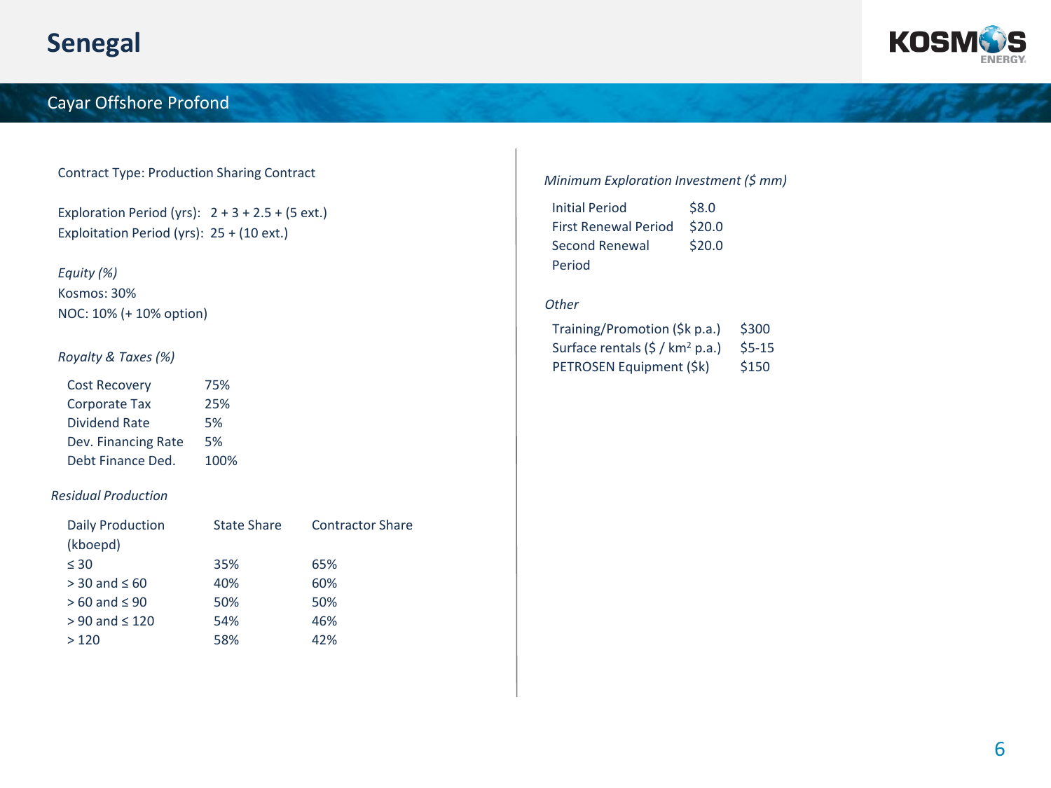# Senegal

## Cayar Offshore Profond

Contract Type: Production Sharing Contract

Exploration Period (yrs): 2 + 3 + 2.5 + (5 ext.)
Exploitation Period (yrs): 25 + (10 ext.)

*Equity (%)*
Kosmos: 30%
NOC: 10% (+ 10% option)

*Royalty & Taxes (%)*

| | |
|---|---|
| Cost Recovery | 75% |
| Corporate Tax | 25% |
| Dividend Rate | 5% |
| Dev. Financing Rate | 5% |
| Debt Finance Ded. | 100% |

*Residual Production*

| Daily Production (kboepd) | State Share | Contractor Share |
|---|---|---|
| ≤ 30 | 35% | 65% |
| > 30 and ≤ 60 | 40% | 60% |
| > 60 and ≤ 90 | 50% | 50% |
| > 90 and ≤ 120 | 54% | 46% |
| > 120 | 58% | 42% |

*Minimum Exploration Investment ($ mm)*

| | |
|---|---|
| Initial Period | $8.0 |
| First Renewal Period | $20.0 |
| Second Renewal Period | $20.0 |

*Other*

| | |
|---|---|
| Training/Promotion ($k p.a.) | $300 |
| Surface rentals ($ / km$^2$ p.a.) | $5-15 |
| PETROSEN Equipment ($k) | $150 |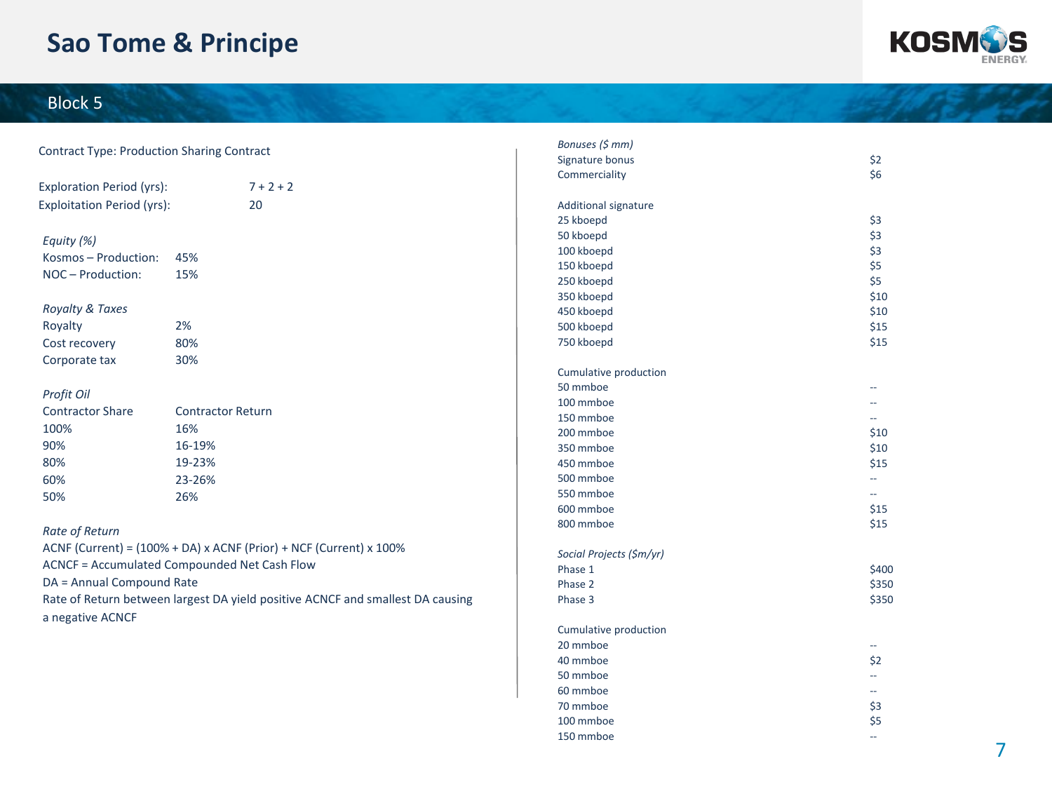# Sao Tome & Principe

## Block 5

Contract Type: Production Sharing Contract

| | |
|---|---|
| Exploration Period (yrs): | 7 + 2 + 2 |
| Exploitation Period (yrs): | 20 |

*Equity (%)*

| | |
|---|---|
| Kosmos – Production: | 45% |
| NOC – Production: | 15% |

*Royalty & Taxes*

| | |
|---|---|
| Royalty | 2% |
| Cost recovery | 80% |
| Corporate tax | 30% |

*Profit Oil*

| Contractor Share | Contractor Return |
|---|---|
| 100% | 16% |
| 90% | 16-19% |
| 80% | 19-23% |
| 60% | 23-26% |
| 50% | 26% |

*Rate of Return*

ACNF (Current) = (100% + DA) x ACNF (Prior) + NCF (Current) x 100%

ACNCF = Accumulated Compounded Net Cash Flow

DA = Annual Compound Rate

Rate of Return between largest DA yield positive ACNCF and smallest DA causing a negative ACNCF

| *Bonuses ($ mm)* | |
|---|---|
| Signature bonus | $2 |
| Commerciality | $6 |
| | |
| Additional signature | |
| 25 kboepd | $3 |
| 50 kboepd | $3 |
| 100 kboepd | $3 |
| 150 kboepd | $5 |
| 250 kboepd | $5 |
| 350 kboepd | $10 |
| 450 kboepd | $10 |
| 500 kboepd | $15 |
| 750 kboepd | $15 |
| | |
| Cumulative production | |
| 50 mmboe | -- |
| 100 mmboe | -- |
| 150 mmboe | -- |
| 200 mmboe | $10 |
| 350 mmboe | $10 |
| 450 mmboe | $15 |
| 500 mmboe | -- |
| 550 mmboe | -- |
| 600 mmboe | $15 |
| 800 mmboe | $15 |

| *Social Projects ($m/yr)* | |
|---|---|
| Phase 1 | $400 |
| Phase 2 | $350 |
| Phase 3 | $350 |
| | |
| Cumulative production | |
| 20 mmboe | -- |
| 40 mmboe | $2 |
| 50 mmboe | -- |
| 60 mmboe | -- |
| 70 mmboe | $3 |
| 100 mmboe | $5 |
| 150 mmboe | -- |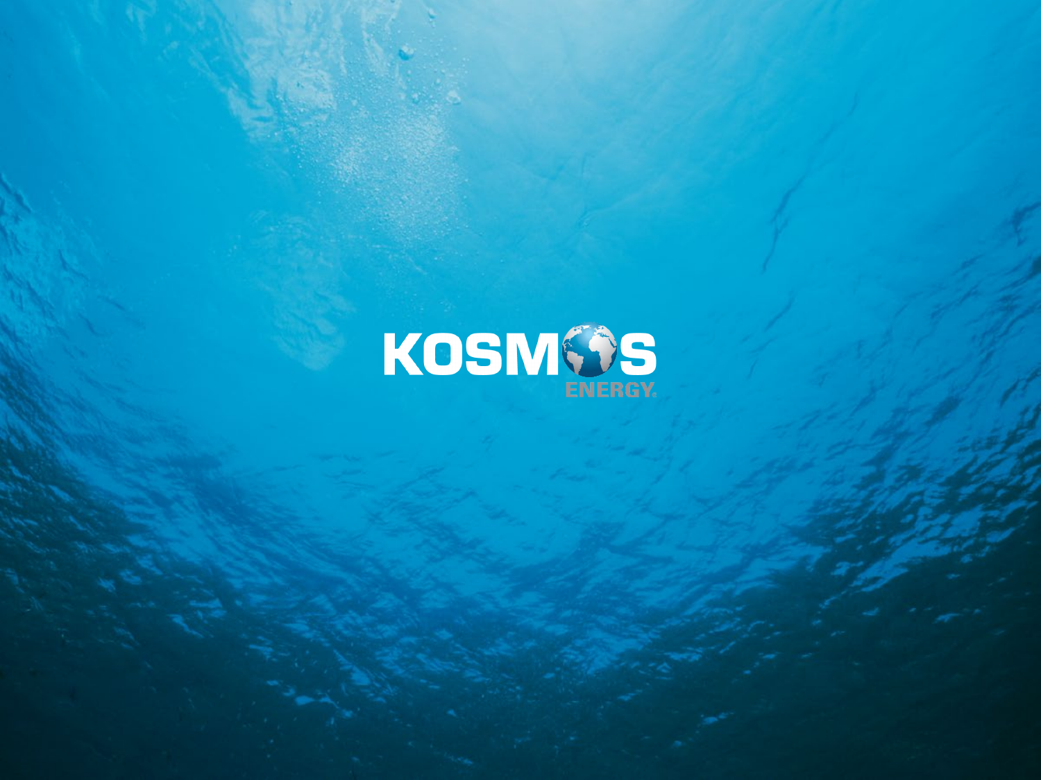KOSMOS ENERGY